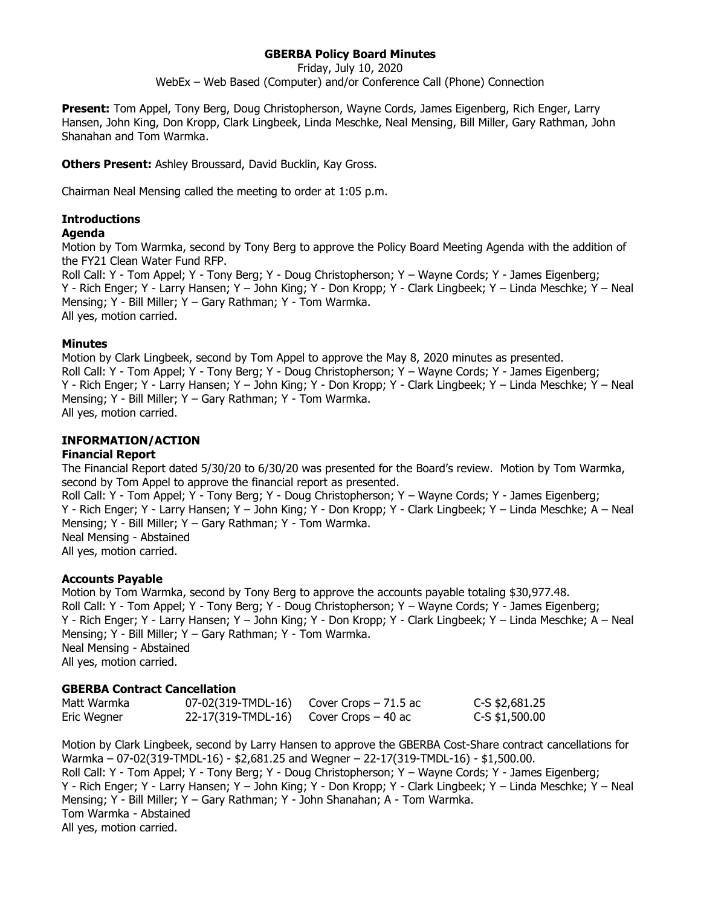**GBERBA Policy Board Minutes**

Friday, July 10, 2020

WebEx – Web Based (Computer) and/or Conference Call (Phone) Connection

**Present:** Tom Appel, Tony Berg, Doug Christopherson, Wayne Cords, James Eigenberg, Rich Enger, Larry Hansen, John King, Don Kropp, Clark Lingbeek, Linda Meschke, Neal Mensing, Bill Miller, Gary Rathman, John Shanahan and Tom Warmka.

**Others Present:** Ashley Broussard, David Bucklin, Kay Gross.

Chairman Neal Mensing called the meeting to order at 1:05 p.m.

## Introductions

### Agenda

Motion by Tom Warmka, second by Tony Berg to approve the Policy Board Meeting Agenda with the addition of the FY21 Clean Water Fund RFP.

Roll Call: Y - Tom Appel; Y - Tony Berg; Y - Doug Christopherson; Y – Wayne Cords; Y - James Eigenberg; Y - Rich Enger; Y - Larry Hansen; Y – John King; Y - Don Kropp; Y - Clark Lingbeek; Y – Linda Meschke; Y – Neal Mensing; Y - Bill Miller; Y – Gary Rathman; Y - Tom Warmka.

All yes, motion carried.

### Minutes

Motion by Clark Lingbeek, second by Tom Appel to approve the May 8, 2020 minutes as presented.

Roll Call: Y - Tom Appel; Y - Tony Berg; Y - Doug Christopherson; Y – Wayne Cords; Y - James Eigenberg; Y - Rich Enger; Y - Larry Hansen; Y – John King; Y - Don Kropp; Y - Clark Lingbeek; Y – Linda Meschke; Y – Neal Mensing; Y - Bill Miller; Y – Gary Rathman; Y - Tom Warmka.

All yes, motion carried.

## INFORMATION/ACTION

### Financial Report

The Financial Report dated 5/30/20 to 6/30/20 was presented for the Board's review. Motion by Tom Warmka, second by Tom Appel to approve the financial report as presented.

Roll Call: Y - Tom Appel; Y - Tony Berg; Y - Doug Christopherson; Y – Wayne Cords; Y - James Eigenberg; Y - Rich Enger; Y - Larry Hansen; Y – John King; Y - Don Kropp; Y - Clark Lingbeek; Y – Linda Meschke; A – Neal Mensing; Y - Bill Miller; Y – Gary Rathman; Y - Tom Warmka.

Neal Mensing - Abstained

All yes, motion carried.

### Accounts Payable

Motion by Tom Warmka, second by Tony Berg to approve the accounts payable totaling $30,977.48.

Roll Call: Y - Tom Appel; Y - Tony Berg; Y - Doug Christopherson; Y – Wayne Cords; Y - James Eigenberg; Y - Rich Enger; Y - Larry Hansen; Y – John King; Y - Don Kropp; Y - Clark Lingbeek; Y – Linda Meschke; A – Neal Mensing; Y - Bill Miller; Y – Gary Rathman; Y - Tom Warmka.

Neal Mensing - Abstained

All yes, motion carried.

### GBERBA Contract Cancellation

| | | | |
|---|---|---|---|
| Matt Warmka | 07-02(319-TMDL-16) | Cover Crops – 71.5 ac | C-S $2,681.25 |
| Eric Wegner | 22-17(319-TMDL-16) | Cover Crops – 40 ac | C-S $1,500.00 |

Motion by Clark Lingbeek, second by Larry Hansen to approve the GBERBA Cost-Share contract cancellations for Warmka – 07-02(319-TMDL-16) - $2,681.25 and Wegner – 22-17(319-TMDL-16) - $1,500.00.

Roll Call: Y - Tom Appel; Y - Tony Berg; Y - Doug Christopherson; Y – Wayne Cords; Y - James Eigenberg; Y - Rich Enger; Y - Larry Hansen; Y – John King; Y - Don Kropp; Y - Clark Lingbeek; Y – Linda Meschke; Y – Neal Mensing; Y - Bill Miller; Y – Gary Rathman; Y - John Shanahan; A - Tom Warmka.

Tom Warmka - Abstained

All yes, motion carried.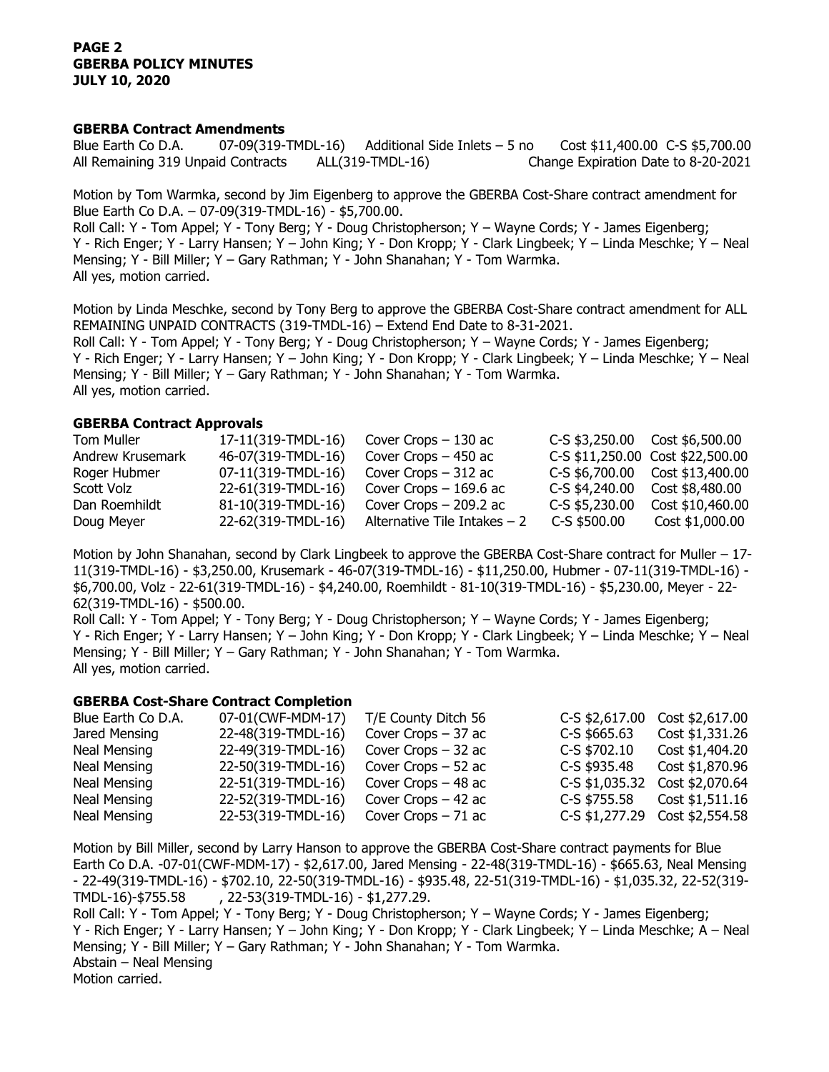**GBERBA Contract Amendments**

| | | | |
|---|---|---|---|
| Blue Earth Co D.A. | 07-09(319-TMDL-16) | Additional Side Inlets – 5 no | Cost $11,400.00 C-S $5,700.00 |
| All Remaining 319 Unpaid Contracts | ALL(319-TMDL-16) | | Change Expiration Date to 8-20-2021 |

Motion by Tom Warmka, second by Jim Eigenberg to approve the GBERBA Cost-Share contract amendment for Blue Earth Co D.A. – 07-09(319-TMDL-16) - $5,700.00.
Roll Call: Y - Tom Appel; Y - Tony Berg; Y - Doug Christopherson; Y – Wayne Cords; Y - James Eigenberg; Y - Rich Enger; Y - Larry Hansen; Y – John King; Y - Don Kropp; Y - Clark Lingbeek; Y – Linda Meschke; Y – Neal Mensing; Y - Bill Miller; Y – Gary Rathman; Y - John Shanahan; Y - Tom Warmka.
All yes, motion carried.

Motion by Linda Meschke, second by Tony Berg to approve the GBERBA Cost-Share contract amendment for ALL REMAINING UNPAID CONTRACTS (319-TMDL-16) – Extend End Date to 8-31-2021.
Roll Call: Y - Tom Appel; Y - Tony Berg; Y - Doug Christopherson; Y – Wayne Cords; Y - James Eigenberg; Y - Rich Enger; Y - Larry Hansen; Y – John King; Y - Don Kropp; Y - Clark Lingbeek; Y – Linda Meschke; Y – Neal Mensing; Y - Bill Miller; Y – Gary Rathman; Y - John Shanahan; Y - Tom Warmka.
All yes, motion carried.

**GBERBA Contract Approvals**

| | | | | |
|---|---|---|---|---|
| Tom Muller | 17-11(319-TMDL-16) | Cover Crops – 130 ac | C-S $3,250.00 | Cost $6,500.00 |
| Andrew Krusemark | 46-07(319-TMDL-16) | Cover Crops – 450 ac | C-S $11,250.00 | Cost $22,500.00 |
| Roger Hubmer | 07-11(319-TMDL-16) | Cover Crops – 312 ac | C-S $6,700.00 | Cost $13,400.00 |
| Scott Volz | 22-61(319-TMDL-16) | Cover Crops – 169.6 ac | C-S $4,240.00 | Cost $8,480.00 |
| Dan Roemhildt | 81-10(319-TMDL-16) | Cover Crops – 209.2 ac | C-S $5,230.00 | Cost $10,460.00 |
| Doug Meyer | 22-62(319-TMDL-16) | Alternative Tile Intakes – 2 | C-S $500.00 | Cost $1,000.00 |

Motion by John Shanahan, second by Clark Lingbeek to approve the GBERBA Cost-Share contract for Muller – 17-11(319-TMDL-16) - $3,250.00, Krusemark - 46-07(319-TMDL-16) - $11,250.00, Hubmer - 07-11(319-TMDL-16) - $6,700.00, Volz - 22-61(319-TMDL-16) - $4,240.00, Roemhildt - 81-10(319-TMDL-16) - $5,230.00, Meyer - 22-62(319-TMDL-16) - $500.00.
Roll Call: Y - Tom Appel; Y - Tony Berg; Y - Doug Christopherson; Y – Wayne Cords; Y - James Eigenberg; Y - Rich Enger; Y - Larry Hansen; Y – John King; Y - Don Kropp; Y - Clark Lingbeek; Y – Linda Meschke; Y – Neal Mensing; Y - Bill Miller; Y – Gary Rathman; Y - John Shanahan; Y - Tom Warmka.
All yes, motion carried.

**GBERBA Cost-Share Contract Completion**

| | | | | |
|---|---|---|---|---|
| Blue Earth Co D.A. | 07-01(CWF-MDM-17) | T/E County Ditch 56 | C-S $2,617.00 | Cost $2,617.00 |
| Jared Mensing | 22-48(319-TMDL-16) | Cover Crops – 37 ac | C-S $665.63 | Cost $1,331.26 |
| Neal Mensing | 22-49(319-TMDL-16) | Cover Crops – 32 ac | C-S $702.10 | Cost $1,404.20 |
| Neal Mensing | 22-50(319-TMDL-16) | Cover Crops – 52 ac | C-S $935.48 | Cost $1,870.96 |
| Neal Mensing | 22-51(319-TMDL-16) | Cover Crops – 48 ac | C-S $1,035.32 | Cost $2,070.64 |
| Neal Mensing | 22-52(319-TMDL-16) | Cover Crops – 42 ac | C-S $755.58 | Cost $1,511.16 |
| Neal Mensing | 22-53(319-TMDL-16) | Cover Crops – 71 ac | C-S $1,277.29 | Cost $2,554.58 |

Motion by Bill Miller, second by Larry Hanson to approve the GBERBA Cost-Share contract payments for Blue Earth Co D.A. -07-01(CWF-MDM-17) - $2,617.00, Jared Mensing - 22-48(319-TMDL-16) - $665.63, Neal Mensing - 22-49(319-TMDL-16) - $702.10, 22-50(319-TMDL-16) - $935.48, 22-51(319-TMDL-16) - $1,035.32, 22-52(319-TMDL-16)-$755.58 , 22-53(319-TMDL-16) - $1,277.29.
Roll Call: Y - Tom Appel; Y - Tony Berg; Y - Doug Christopherson; Y – Wayne Cords; Y - James Eigenberg; Y - Rich Enger; Y - Larry Hansen; Y – John King; Y - Don Kropp; Y - Clark Lingbeek; Y – Linda Meschke; A – Neal Mensing; Y - Bill Miller; Y – Gary Rathman; Y - John Shanahan; Y - Tom Warmka.
Abstain – Neal Mensing
Motion carried.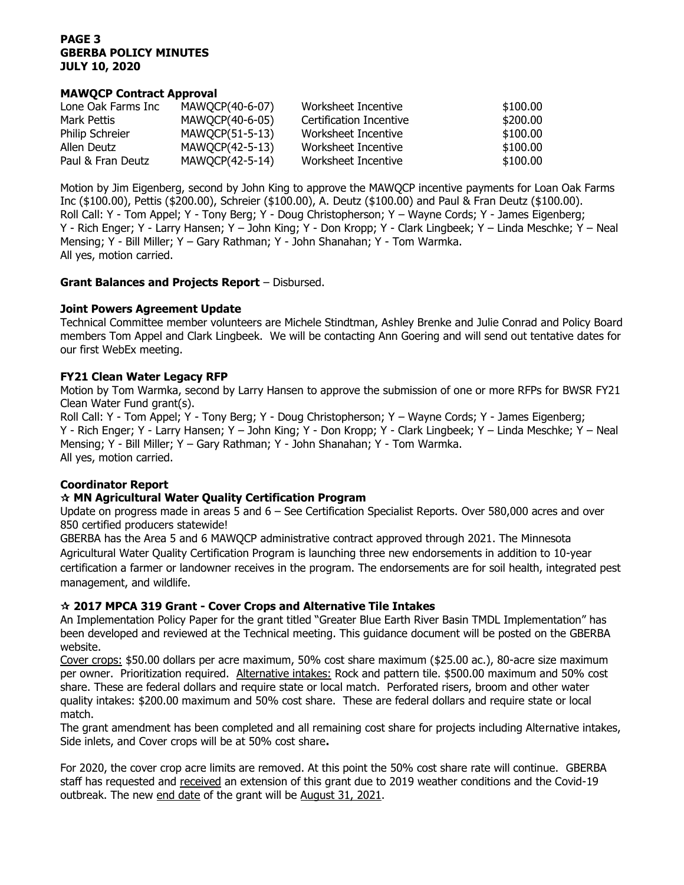## MAWQCP Contract Approval

| | | | |
|---|---|---|---|
| Lone Oak Farms Inc | MAWQCP(40-6-07) | Worksheet Incentive | \$100.00 |
| Mark Pettis | MAWQCP(40-6-05) | Certification Incentive | \$200.00 |
| Philip Schreier | MAWQCP(51-5-13) | Worksheet Incentive | \$100.00 |
| Allen Deutz | MAWQCP(42-5-13) | Worksheet Incentive | \$100.00 |
| Paul & Fran Deutz | MAWQCP(42-5-14) | Worksheet Incentive | \$100.00 |

Motion by Jim Eigenberg, second by John King to approve the MAWQCP incentive payments for Loan Oak Farms Inc (\$100.00), Pettis (\$200.00), Schreier (\$100.00), A. Deutz (\$100.00) and Paul & Fran Deutz (\$100.00).
Roll Call: Y - Tom Appel; Y - Tony Berg; Y - Doug Christopherson; Y – Wayne Cords; Y - James Eigenberg; Y - Rich Enger; Y - Larry Hansen; Y – John King; Y - Don Kropp; Y - Clark Lingbeek; Y – Linda Meschke; Y – Neal Mensing; Y - Bill Miller; Y – Gary Rathman; Y - John Shanahan; Y - Tom Warmka.
All yes, motion carried.

**Grant Balances and Projects Report** – Disbursed.

## Joint Powers Agreement Update

Technical Committee member volunteers are Michele Stindtman, Ashley Brenke and Julie Conrad and Policy Board members Tom Appel and Clark Lingbeek. We will be contacting Ann Goering and will send out tentative dates for our first WebEx meeting.

## FY21 Clean Water Legacy RFP

Motion by Tom Warmka, second by Larry Hansen to approve the submission of one or more RFPs for BWSR FY21 Clean Water Fund grant(s).
Roll Call: Y - Tom Appel; Y - Tony Berg; Y - Doug Christopherson; Y – Wayne Cords; Y - James Eigenberg; Y - Rich Enger; Y - Larry Hansen; Y – John King; Y - Don Kropp; Y - Clark Lingbeek; Y – Linda Meschke; Y – Neal Mensing; Y - Bill Miller; Y – Gary Rathman; Y - John Shanahan; Y - Tom Warmka.
All yes, motion carried.

## Coordinator Report

### ☆ MN Agricultural Water Quality Certification Program

Update on progress made in areas 5 and 6 – See Certification Specialist Reports. Over 580,000 acres and over 850 certified producers statewide!

GBERBA has the Area 5 and 6 MAWQCP administrative contract approved through 2021. The Minnesota Agricultural Water Quality Certification Program is launching three new endorsements in addition to 10-year certification a farmer or landowner receives in the program. The endorsements are for soil health, integrated pest management, and wildlife.

### ☆ 2017 MPCA 319 Grant - Cover Crops and Alternative Tile Intakes

An Implementation Policy Paper for the grant titled "Greater Blue Earth River Basin TMDL Implementation" has been developed and reviewed at the Technical meeting. This guidance document will be posted on the GBERBA website.

Cover crops: \$50.00 dollars per acre maximum, 50% cost share maximum (\$25.00 ac.), 80-acre size maximum per owner. Prioritization required. Alternative intakes: Rock and pattern tile. \$500.00 maximum and 50% cost share. These are federal dollars and require state or local match. Perforated risers, broom and other water quality intakes: \$200.00 maximum and 50% cost share. These are federal dollars and require state or local match.

The grant amendment has been completed and all remaining cost share for projects including Alternative intakes, Side inlets, and Cover crops will be at 50% cost share.

For 2020, the cover crop acre limits are removed. At this point the 50% cost share rate will continue. GBERBA staff has requested and received an extension of this grant due to 2019 weather conditions and the Covid-19 outbreak. The new end date of the grant will be August 31, 2021.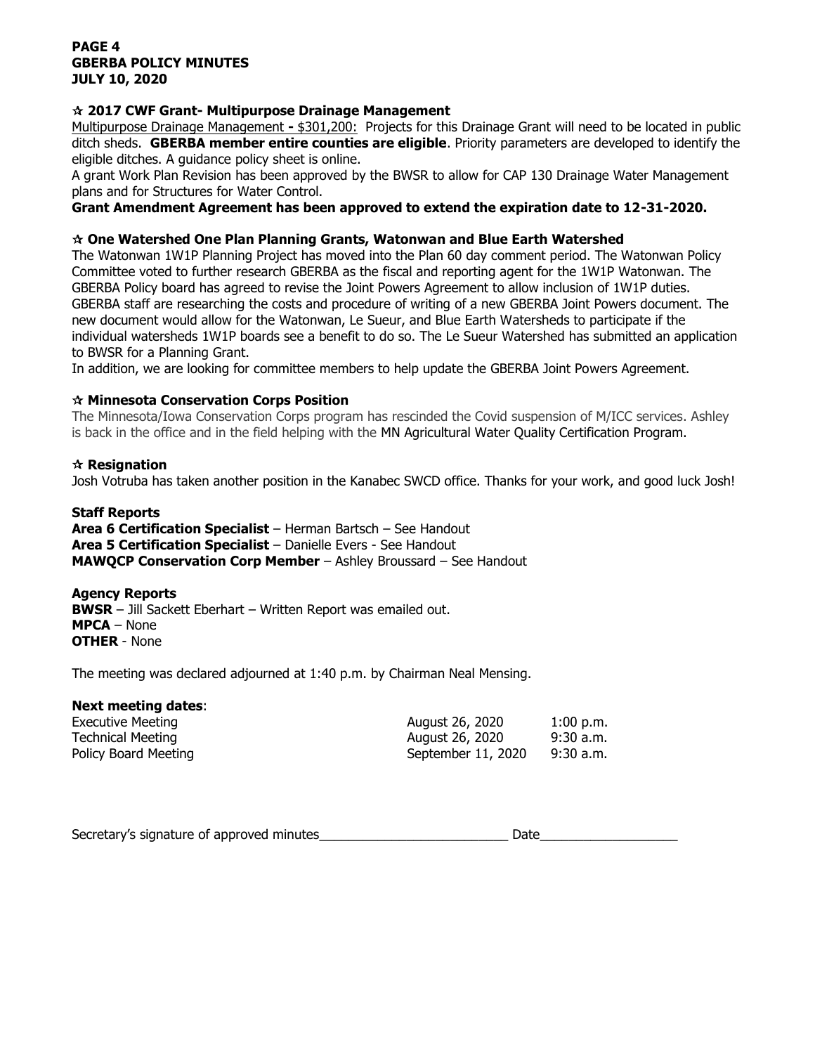## ✰ 2017 CWF Grant- Multipurpose Drainage Management

Multipurpose Drainage Management - $301,200: Projects for this Drainage Grant will need to be located in public ditch sheds. **GBERBA member entire counties are eligible**. Priority parameters are developed to identify the eligible ditches. A guidance policy sheet is online.

A grant Work Plan Revision has been approved by the BWSR to allow for CAP 130 Drainage Water Management plans and for Structures for Water Control.

**Grant Amendment Agreement has been approved to extend the expiration date to 12-31-2020.**

## ✰ One Watershed One Plan Planning Grants, Watonwan and Blue Earth Watershed

The Watonwan 1W1P Planning Project has moved into the Plan 60 day comment period. The Watonwan Policy Committee voted to further research GBERBA as the fiscal and reporting agent for the 1W1P Watonwan. The GBERBA Policy board has agreed to revise the Joint Powers Agreement to allow inclusion of 1W1P duties. GBERBA staff are researching the costs and procedure of writing of a new GBERBA Joint Powers document. The new document would allow for the Watonwan, Le Sueur, and Blue Earth Watersheds to participate if the individual watersheds 1W1P boards see a benefit to do so. The Le Sueur Watershed has submitted an application to BWSR for a Planning Grant.

In addition, we are looking for committee members to help update the GBERBA Joint Powers Agreement.

## ✰ Minnesota Conservation Corps Position

The Minnesota/Iowa Conservation Corps program has rescinded the Covid suspension of M/ICC services. Ashley is back in the office and in the field helping with the MN Agricultural Water Quality Certification Program.

## ✰ Resignation

Josh Votruba has taken another position in the Kanabec SWCD office. Thanks for your work, and good luck Josh!

**Staff Reports**

**Area 6 Certification Specialist** – Herman Bartsch – See Handout
**Area 5 Certification Specialist** – Danielle Evers - See Handout
**MAWQCP Conservation Corp Member** – Ashley Broussard – See Handout

**Agency Reports**

**BWSR** – Jill Sackett Eberhart – Written Report was emailed out.
**MPCA** – None
**OTHER** - None

The meeting was declared adjourned at 1:40 p.m. by Chairman Neal Mensing.

**Next meeting dates**:

| | | |
|---|---|---|
| Executive Meeting | August 26, 2020 | 1:00 p.m. |
| Technical Meeting | August 26, 2020 | 9:30 a.m. |
| Policy Board Meeting | September 11, 2020 | 9:30 a.m. |

Secretary's signature of approved minutes__________________________ Date___________________